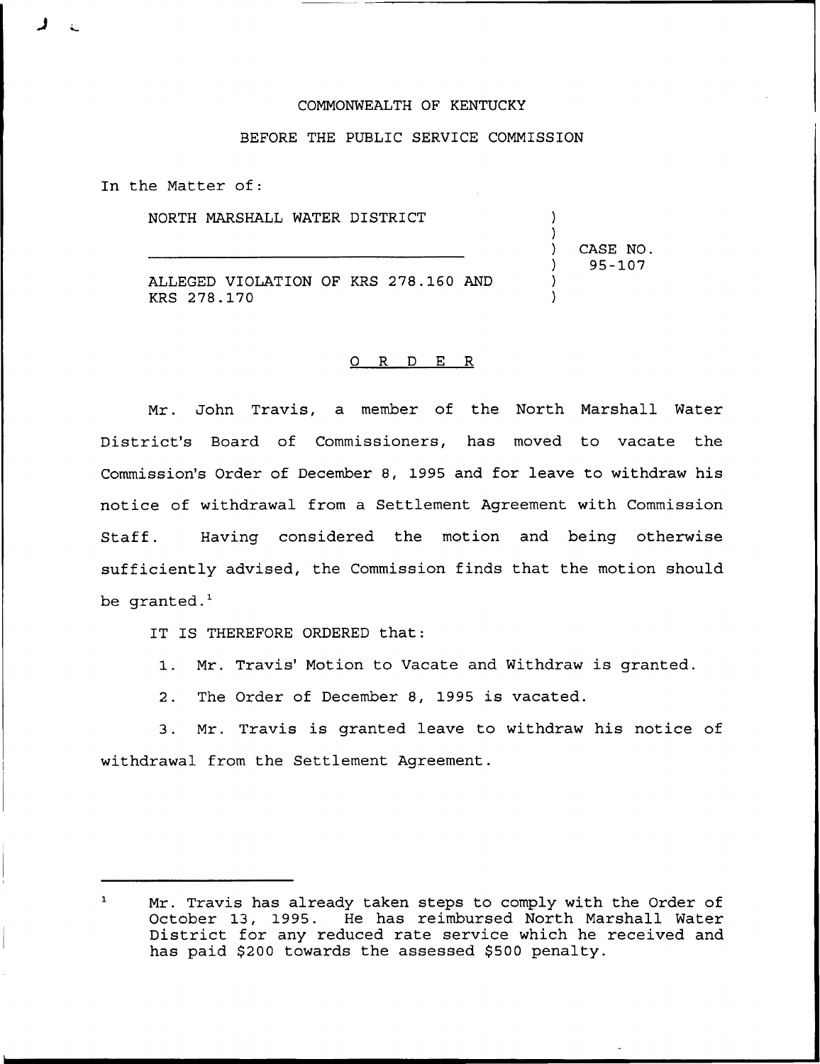COMMONWEALTH OF KENTUCKY

BEFORE THE PUBLIC SERVICE COMMISSION

In the Matter of:

NORTH MARSHALL WATER DISTRICT

ALLEGED VIOLATION OF KRS 278.160 AND KRS 278.170

CASE NO. 95-107

# O R D E R

Mr. John Travis, a member of the North Marshall Water District's Board of Commissioners, has moved to vacate the Commission's Order of December 8, 1995 and for leave to withdraw his notice of withdrawal from a Settlement Agreement with Commission Staff. Having considered the motion and being otherwise sufficiently advised, the Commission finds that the motion should be granted.[1]

IT IS THEREFORE ORDERED that:

1. Mr. Travis' Motion to Vacate and Withdraw is granted.

2. The Order of December 8, 1995 is vacated.

3. Mr. Travis is granted leave to withdraw his notice of withdrawal from the Settlement Agreement.

---

[1] Mr. Travis has already taken steps to comply with the Order of October 13, 1995. He has reimbursed North Marshall Water District for any reduced rate service which he received and has paid $200 towards the assessed $500 penalty.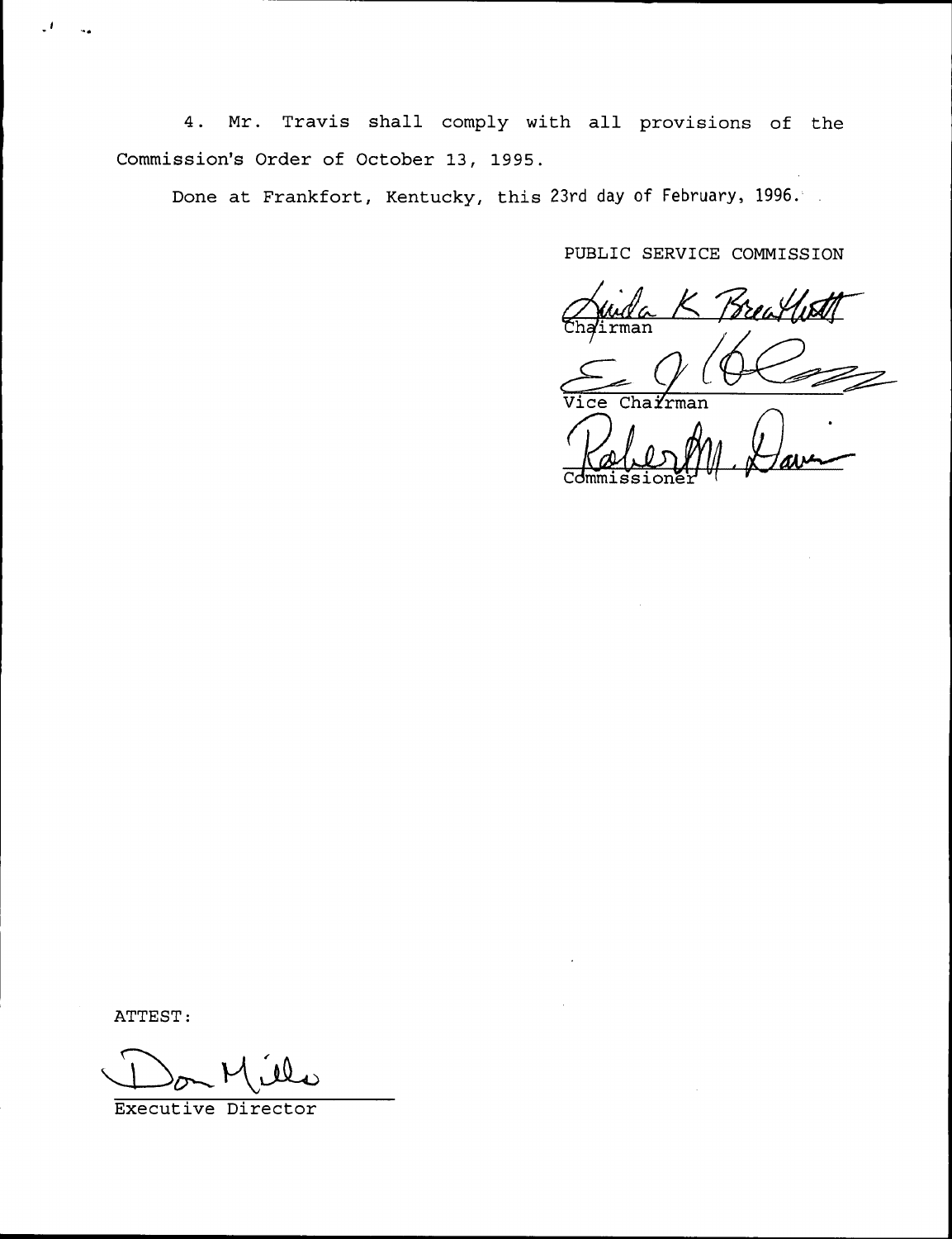4. Mr. Travis shall comply with all provisions of the Commission's Order of October 13, 1995.

Done at Frankfort, Kentucky, this 23rd day of February, 1996.

PUBLIC SERVICE COMMISSION

Chairman

Vice Chairman

Commissioner

ATTEST:

Executive Director